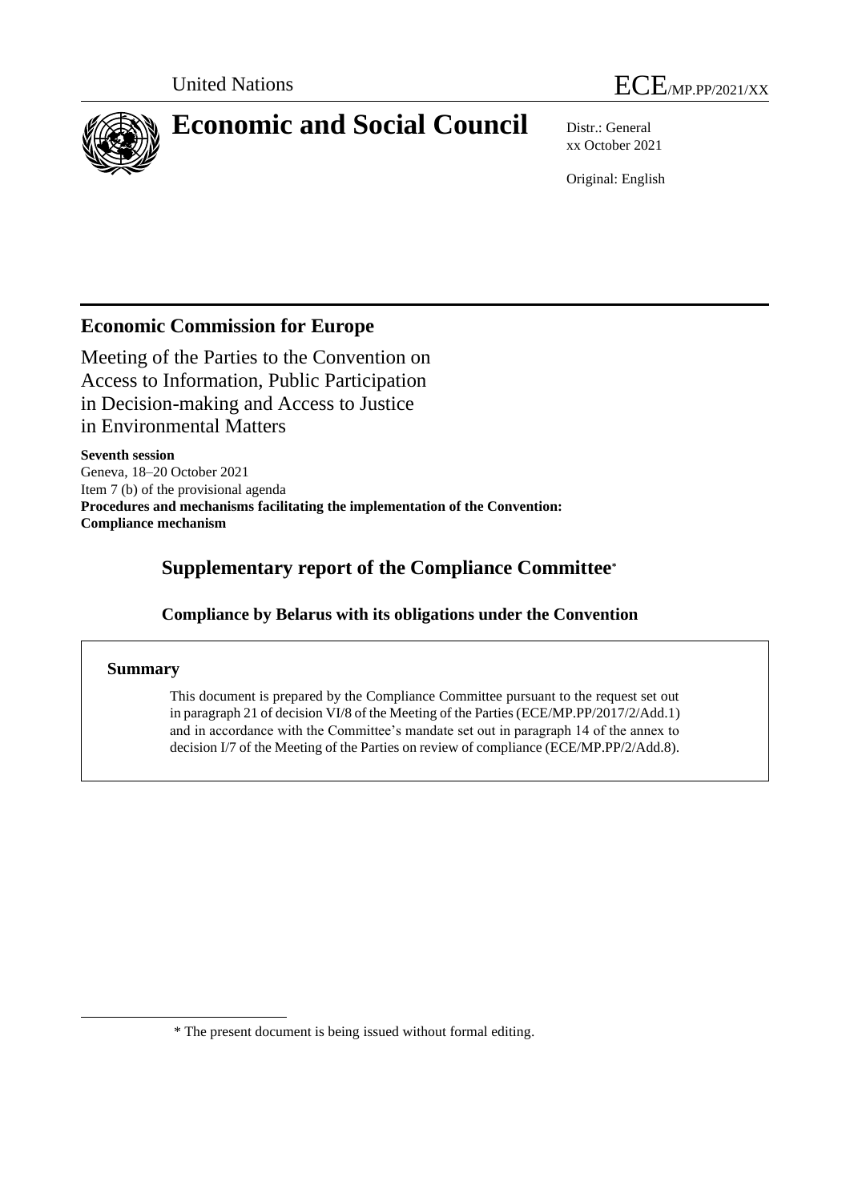United Nations ECE/MP.PP/2021/XX

# Economic and Social Council

Distr.: General
xx October 2021

Original: English

## Economic Commission for Europe

Meeting of the Parties to the Convention on Access to Information, Public Participation in Decision-making and Access to Justice in Environmental Matters

**Seventh session**
Geneva, 18–20 October 2021
Item 7 (b) of the provisional agenda
**Procedures and mechanisms facilitating the implementation of the Convention: Compliance mechanism**

## Supplementary report of the Compliance Committee*

### Compliance by Belarus with its obligations under the Convention

**Summary**

This document is prepared by the Compliance Committee pursuant to the request set out in paragraph 21 of decision VI/8 of the Meeting of the Parties (ECE/MP.PP/2017/2/Add.1) and in accordance with the Committee's mandate set out in paragraph 14 of the annex to decision I/7 of the Meeting of the Parties on review of compliance (ECE/MP.PP/2/Add.8).

\* The present document is being issued without formal editing.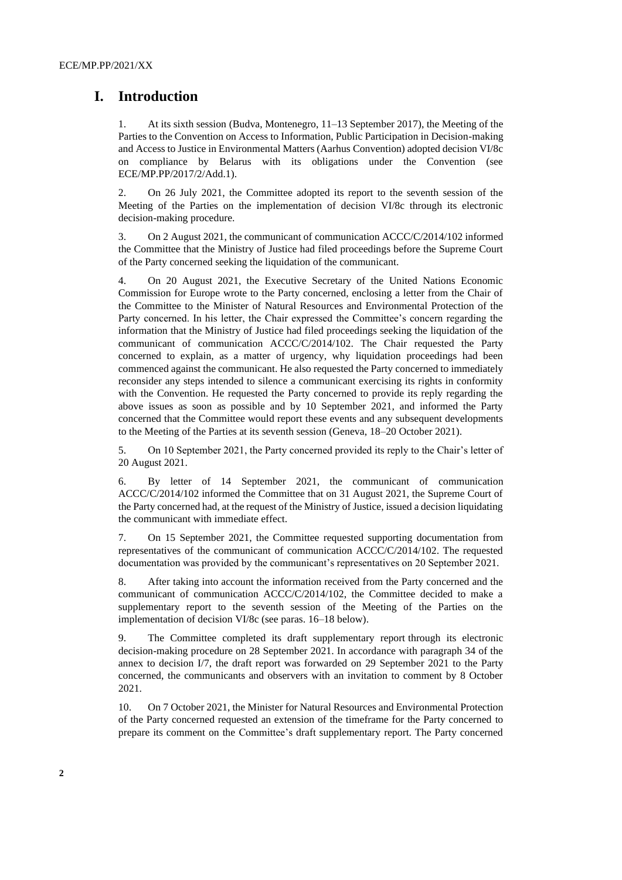# I. Introduction

1. At its sixth session (Budva, Montenegro, 11–13 September 2017), the Meeting of the Parties to the Convention on Access to Information, Public Participation in Decision-making and Access to Justice in Environmental Matters (Aarhus Convention) adopted decision VI/8c on compliance by Belarus with its obligations under the Convention (see ECE/MP.PP/2017/2/Add.1).

2. On 26 July 2021, the Committee adopted its report to the seventh session of the Meeting of the Parties on the implementation of decision VI/8c through its electronic decision-making procedure.

3. On 2 August 2021, the communicant of communication ACCC/C/2014/102 informed the Committee that the Ministry of Justice had filed proceedings before the Supreme Court of the Party concerned seeking the liquidation of the communicant.

4. On 20 August 2021, the Executive Secretary of the United Nations Economic Commission for Europe wrote to the Party concerned, enclosing a letter from the Chair of the Committee to the Minister of Natural Resources and Environmental Protection of the Party concerned. In his letter, the Chair expressed the Committee's concern regarding the information that the Ministry of Justice had filed proceedings seeking the liquidation of the communicant of communication ACCC/C/2014/102. The Chair requested the Party concerned to explain, as a matter of urgency, why liquidation proceedings had been commenced against the communicant. He also requested the Party concerned to immediately reconsider any steps intended to silence a communicant exercising its rights in conformity with the Convention. He requested the Party concerned to provide its reply regarding the above issues as soon as possible and by 10 September 2021, and informed the Party concerned that the Committee would report these events and any subsequent developments to the Meeting of the Parties at its seventh session (Geneva, 18–20 October 2021).

5. On 10 September 2021, the Party concerned provided its reply to the Chair's letter of 20 August 2021.

6. By letter of 14 September 2021, the communicant of communication ACCC/C/2014/102 informed the Committee that on 31 August 2021, the Supreme Court of the Party concerned had, at the request of the Ministry of Justice, issued a decision liquidating the communicant with immediate effect.

7. On 15 September 2021, the Committee requested supporting documentation from representatives of the communicant of communication ACCC/C/2014/102. The requested documentation was provided by the communicant's representatives on 20 September 2021.

8. After taking into account the information received from the Party concerned and the communicant of communication ACCC/C/2014/102, the Committee decided to make a supplementary report to the seventh session of the Meeting of the Parties on the implementation of decision VI/8c (see paras. 16–18 below).

9. The Committee completed its draft supplementary report through its electronic decision-making procedure on 28 September 2021. In accordance with paragraph 34 of the annex to decision I/7, the draft report was forwarded on 29 September 2021 to the Party concerned, the communicants and observers with an invitation to comment by 8 October 2021.

10. On 7 October 2021, the Minister for Natural Resources and Environmental Protection of the Party concerned requested an extension of the timeframe for the Party concerned to prepare its comment on the Committee's draft supplementary report. The Party concerned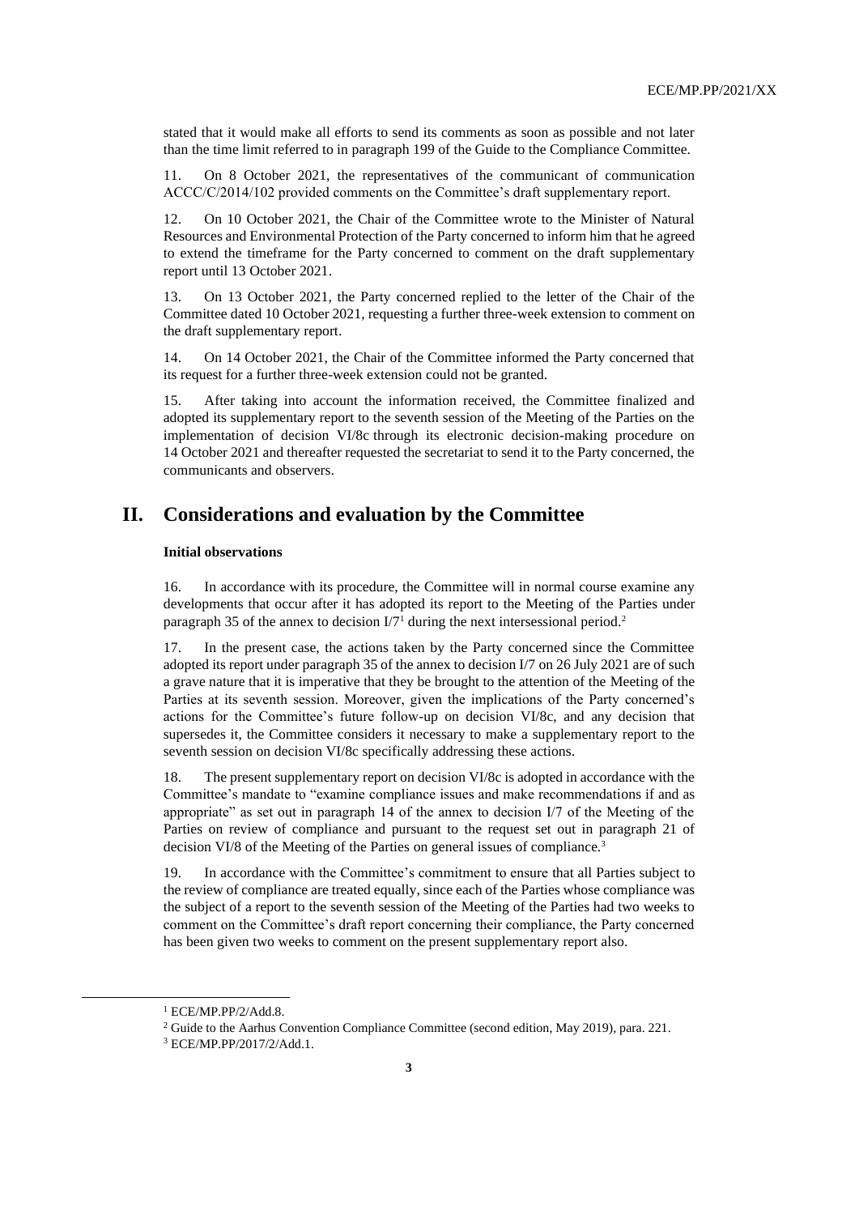stated that it would make all efforts to send its comments as soon as possible and not later than the time limit referred to in paragraph 199 of the Guide to the Compliance Committee.

11. On 8 October 2021, the representatives of the communicant of communication ACCC/C/2014/102 provided comments on the Committee's draft supplementary report.

12. On 10 October 2021, the Chair of the Committee wrote to the Minister of Natural Resources and Environmental Protection of the Party concerned to inform him that he agreed to extend the timeframe for the Party concerned to comment on the draft supplementary report until 13 October 2021.

13. On 13 October 2021, the Party concerned replied to the letter of the Chair of the Committee dated 10 October 2021, requesting a further three-week extension to comment on the draft supplementary report.

14. On 14 October 2021, the Chair of the Committee informed the Party concerned that its request for a further three-week extension could not be granted.

15. After taking into account the information received, the Committee finalized and adopted its supplementary report to the seventh session of the Meeting of the Parties on the implementation of decision VI/8c through its electronic decision-making procedure on 14 October 2021 and thereafter requested the secretariat to send it to the Party concerned, the communicants and observers.

# II. Considerations and evaluation by the Committee

### Initial observations

16. In accordance with its procedure, the Committee will in normal course examine any developments that occur after it has adopted its report to the Meeting of the Parties under paragraph 35 of the annex to decision I/7[1] during the next intersessional period.[2]

17. In the present case, the actions taken by the Party concerned since the Committee adopted its report under paragraph 35 of the annex to decision I/7 on 26 July 2021 are of such a grave nature that it is imperative that they be brought to the attention of the Meeting of the Parties at its seventh session. Moreover, given the implications of the Party concerned's actions for the Committee's future follow-up on decision VI/8c, and any decision that supersedes it, the Committee considers it necessary to make a supplementary report to the seventh session on decision VI/8c specifically addressing these actions.

18. The present supplementary report on decision VI/8c is adopted in accordance with the Committee's mandate to "examine compliance issues and make recommendations if and as appropriate" as set out in paragraph 14 of the annex to decision I/7 of the Meeting of the Parties on review of compliance and pursuant to the request set out in paragraph 21 of decision VI/8 of the Meeting of the Parties on general issues of compliance.[3]

19. In accordance with the Committee's commitment to ensure that all Parties subject to the review of compliance are treated equally, since each of the Parties whose compliance was the subject of a report to the seventh session of the Meeting of the Parties had two weeks to comment on the Committee's draft report concerning their compliance, the Party concerned has been given two weeks to comment on the present supplementary report also.

[1] ECE/MP.PP/2/Add.8.

[2] Guide to the Aarhus Convention Compliance Committee (second edition, May 2019), para. 221.

[3] ECE/MP.PP/2017/2/Add.1.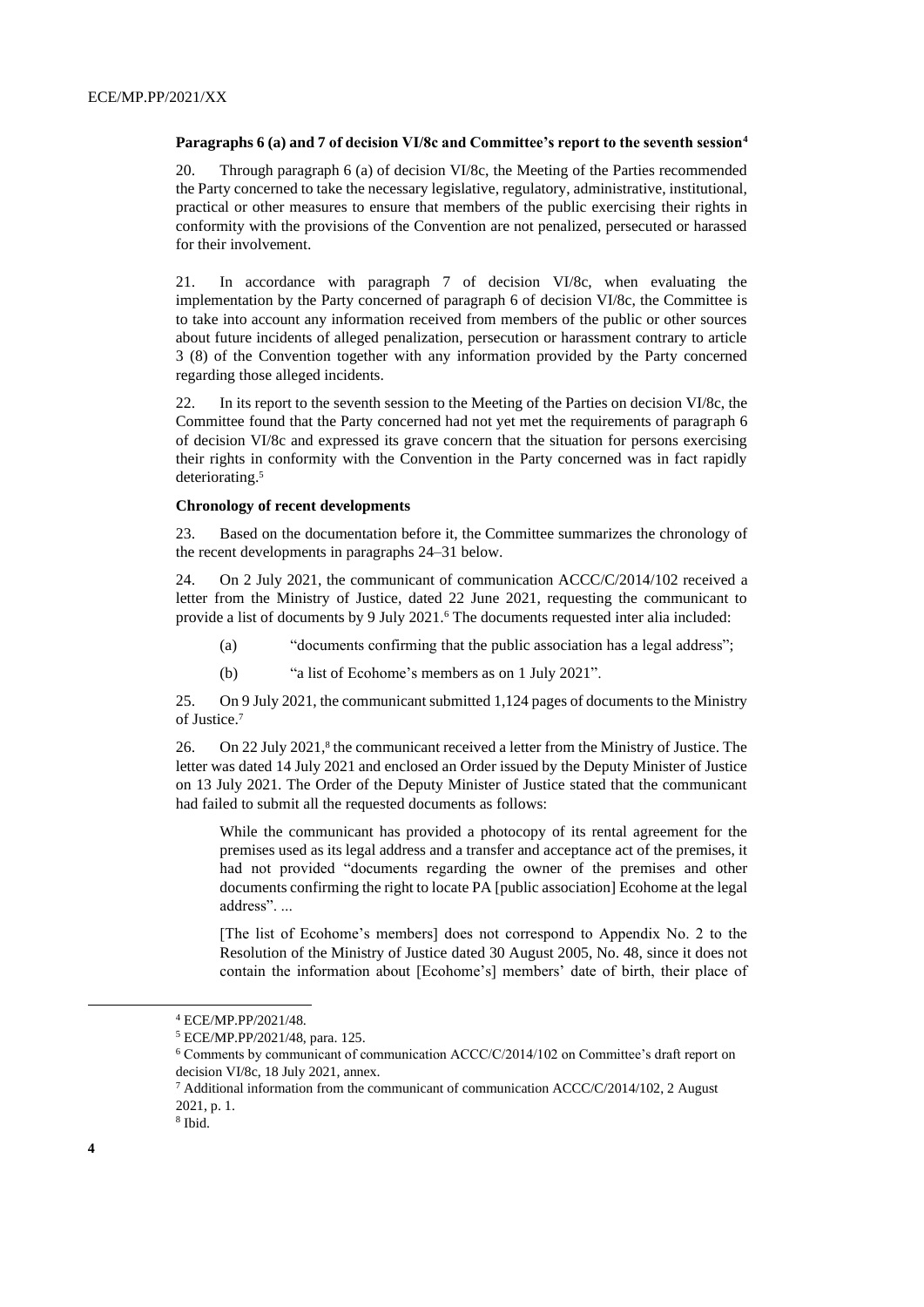**Paragraphs 6 (a) and 7 of decision VI/8c and Committee's report to the seventh session**[4]

20. Through paragraph 6 (a) of decision VI/8c, the Meeting of the Parties recommended the Party concerned to take the necessary legislative, regulatory, administrative, institutional, practical or other measures to ensure that members of the public exercising their rights in conformity with the provisions of the Convention are not penalized, persecuted or harassed for their involvement.

21. In accordance with paragraph 7 of decision VI/8c, when evaluating the implementation by the Party concerned of paragraph 6 of decision VI/8c, the Committee is to take into account any information received from members of the public or other sources about future incidents of alleged penalization, persecution or harassment contrary to article 3 (8) of the Convention together with any information provided by the Party concerned regarding those alleged incidents.

22. In its report to the seventh session to the Meeting of the Parties on decision VI/8c, the Committee found that the Party concerned had not yet met the requirements of paragraph 6 of decision VI/8c and expressed its grave concern that the situation for persons exercising their rights in conformity with the Convention in the Party concerned was in fact rapidly deteriorating.[5]

**Chronology of recent developments**

23. Based on the documentation before it, the Committee summarizes the chronology of the recent developments in paragraphs 24–31 below.

24. On 2 July 2021, the communicant of communication ACCC/C/2014/102 received a letter from the Ministry of Justice, dated 22 June 2021, requesting the communicant to provide a list of documents by 9 July 2021.[6] The documents requested inter alia included:

(a) "documents confirming that the public association has a legal address";

(b) "a list of Ecohome's members as on 1 July 2021".

25. On 9 July 2021, the communicant submitted 1,124 pages of documents to the Ministry of Justice.[7]

26. On 22 July 2021,[8] the communicant received a letter from the Ministry of Justice. The letter was dated 14 July 2021 and enclosed an Order issued by the Deputy Minister of Justice on 13 July 2021. The Order of the Deputy Minister of Justice stated that the communicant had failed to submit all the requested documents as follows:

> While the communicant has provided a photocopy of its rental agreement for the premises used as its legal address and a transfer and acceptance act of the premises, it had not provided "documents regarding the owner of the premises and other documents confirming the right to locate PA [public association] Ecohome at the legal address". ...
>
> [The list of Ecohome's members] does not correspond to Appendix No. 2 to the Resolution of the Ministry of Justice dated 30 August 2005, No. 48, since it does not contain the information about [Ecohome's] members' date of birth, their place of

---

[4] ECE/MP.PP/2021/48.

[5] ECE/MP.PP/2021/48, para. 125.

[6] Comments by communicant of communication ACCC/C/2014/102 on Committee's draft report on decision VI/8c, 18 July 2021, annex.

[7] Additional information from the communicant of communication ACCC/C/2014/102, 2 August 2021, p. 1.

[8] Ibid.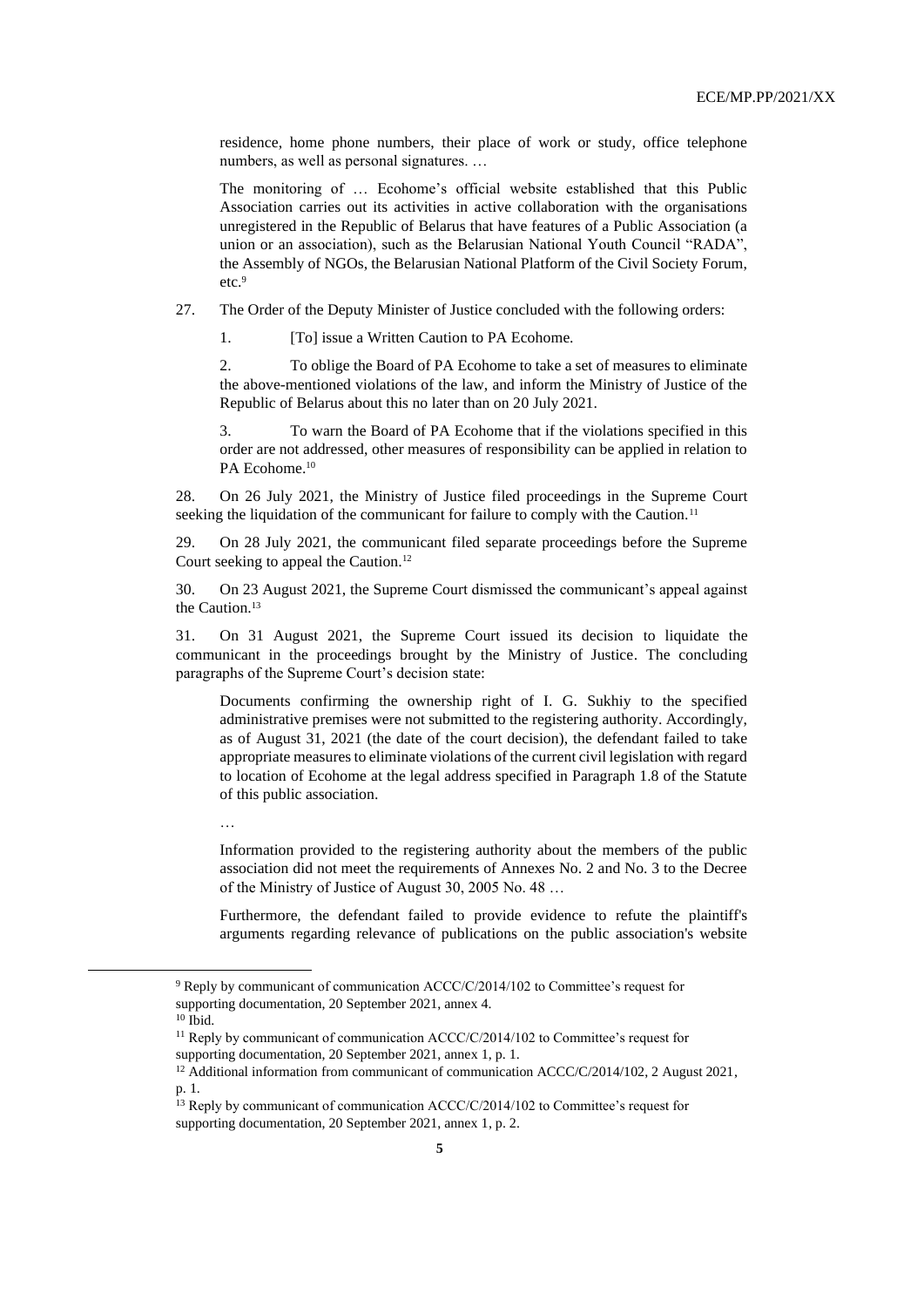residence, home phone numbers, their place of work or study, office telephone numbers, as well as personal signatures. …

The monitoring of … Ecohome's official website established that this Public Association carries out its activities in active collaboration with the organisations unregistered in the Republic of Belarus that have features of a Public Association (a union or an association), such as the Belarusian National Youth Council "RADA", the Assembly of NGOs, the Belarusian National Platform of the Civil Society Forum, etc.[9]

27. The Order of the Deputy Minister of Justice concluded with the following orders:

1. [To] issue a Written Caution to PA Ecohome.

2. To oblige the Board of PA Ecohome to take a set of measures to eliminate the above-mentioned violations of the law, and inform the Ministry of Justice of the Republic of Belarus about this no later than on 20 July 2021.

3. To warn the Board of PA Ecohome that if the violations specified in this order are not addressed, other measures of responsibility can be applied in relation to PA Ecohome.[10]

28. On 26 July 2021, the Ministry of Justice filed proceedings in the Supreme Court seeking the liquidation of the communicant for failure to comply with the Caution.[11]

29. On 28 July 2021, the communicant filed separate proceedings before the Supreme Court seeking to appeal the Caution.[12]

30. On 23 August 2021, the Supreme Court dismissed the communicant's appeal against the Caution.[13]

31. On 31 August 2021, the Supreme Court issued its decision to liquidate the communicant in the proceedings brought by the Ministry of Justice. The concluding paragraphs of the Supreme Court's decision state:

Documents confirming the ownership right of I. G. Sukhiy to the specified administrative premises were not submitted to the registering authority. Accordingly, as of August 31, 2021 (the date of the court decision), the defendant failed to take appropriate measures to eliminate violations of the current civil legislation with regard to location of Ecohome at the legal address specified in Paragraph 1.8 of the Statute of this public association.

…

Information provided to the registering authority about the members of the public association did not meet the requirements of Annexes No. 2 and No. 3 to the Decree of the Ministry of Justice of August 30, 2005 No. 48 …

Furthermore, the defendant failed to provide evidence to refute the plaintiff's arguments regarding relevance of publications on the public association's website

---

[9] Reply by communicant of communication ACCC/C/2014/102 to Committee's request for supporting documentation, 20 September 2021, annex 4.

[10] Ibid.

[11] Reply by communicant of communication ACCC/C/2014/102 to Committee's request for supporting documentation, 20 September 2021, annex 1, p. 1.

[12] Additional information from communicant of communication ACCC/C/2014/102, 2 August 2021, p. 1.

[13] Reply by communicant of communication ACCC/C/2014/102 to Committee's request for supporting documentation, 20 September 2021, annex 1, p. 2.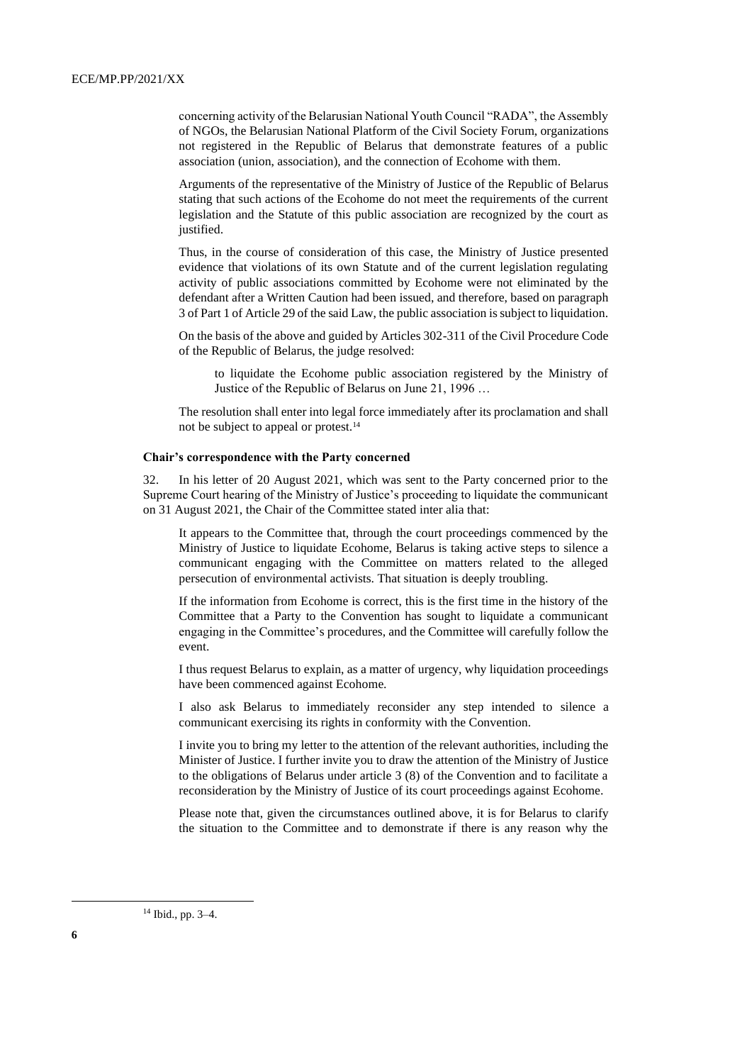concerning activity of the Belarusian National Youth Council "RADA", the Assembly of NGOs, the Belarusian National Platform of the Civil Society Forum, organizations not registered in the Republic of Belarus that demonstrate features of a public association (union, association), and the connection of Ecohome with them.

> Arguments of the representative of the Ministry of Justice of the Republic of Belarus stating that such actions of the Ecohome do not meet the requirements of the current legislation and the Statute of this public association are recognized by the court as justified.
>
> Thus, in the course of consideration of this case, the Ministry of Justice presented evidence that violations of its own Statute and of the current legislation regulating activity of public associations committed by Ecohome were not eliminated by the defendant after a Written Caution had been issued, and therefore, based on paragraph 3 of Part 1 of Article 29 of the said Law, the public association is subject to liquidation.
>
> On the basis of the above and guided by Articles 302-311 of the Civil Procedure Code of the Republic of Belarus, the judge resolved:
>
> > to liquidate the Ecohome public association registered by the Ministry of Justice of the Republic of Belarus on June 21, 1996 …
>
> The resolution shall enter into legal force immediately after its proclamation and shall not be subject to appeal or protest.[14]

**Chair's correspondence with the Party concerned**

32. In his letter of 20 August 2021, which was sent to the Party concerned prior to the Supreme Court hearing of the Ministry of Justice's proceeding to liquidate the communicant on 31 August 2021, the Chair of the Committee stated inter alia that:

> It appears to the Committee that, through the court proceedings commenced by the Ministry of Justice to liquidate Ecohome, Belarus is taking active steps to silence a communicant engaging with the Committee on matters related to the alleged persecution of environmental activists. That situation is deeply troubling.
>
> If the information from Ecohome is correct, this is the first time in the history of the Committee that a Party to the Convention has sought to liquidate a communicant engaging in the Committee's procedures, and the Committee will carefully follow the event.
>
> I thus request Belarus to explain, as a matter of urgency, why liquidation proceedings have been commenced against Ecohome.
>
> I also ask Belarus to immediately reconsider any step intended to silence a communicant exercising its rights in conformity with the Convention.
>
> I invite you to bring my letter to the attention of the relevant authorities, including the Minister of Justice. I further invite you to draw the attention of the Ministry of Justice to the obligations of Belarus under article 3 (8) of the Convention and to facilitate a reconsideration by the Ministry of Justice of its court proceedings against Ecohome.
>
> Please note that, given the circumstances outlined above, it is for Belarus to clarify the situation to the Committee and to demonstrate if there is any reason why the

[14] Ibid., pp. 3–4.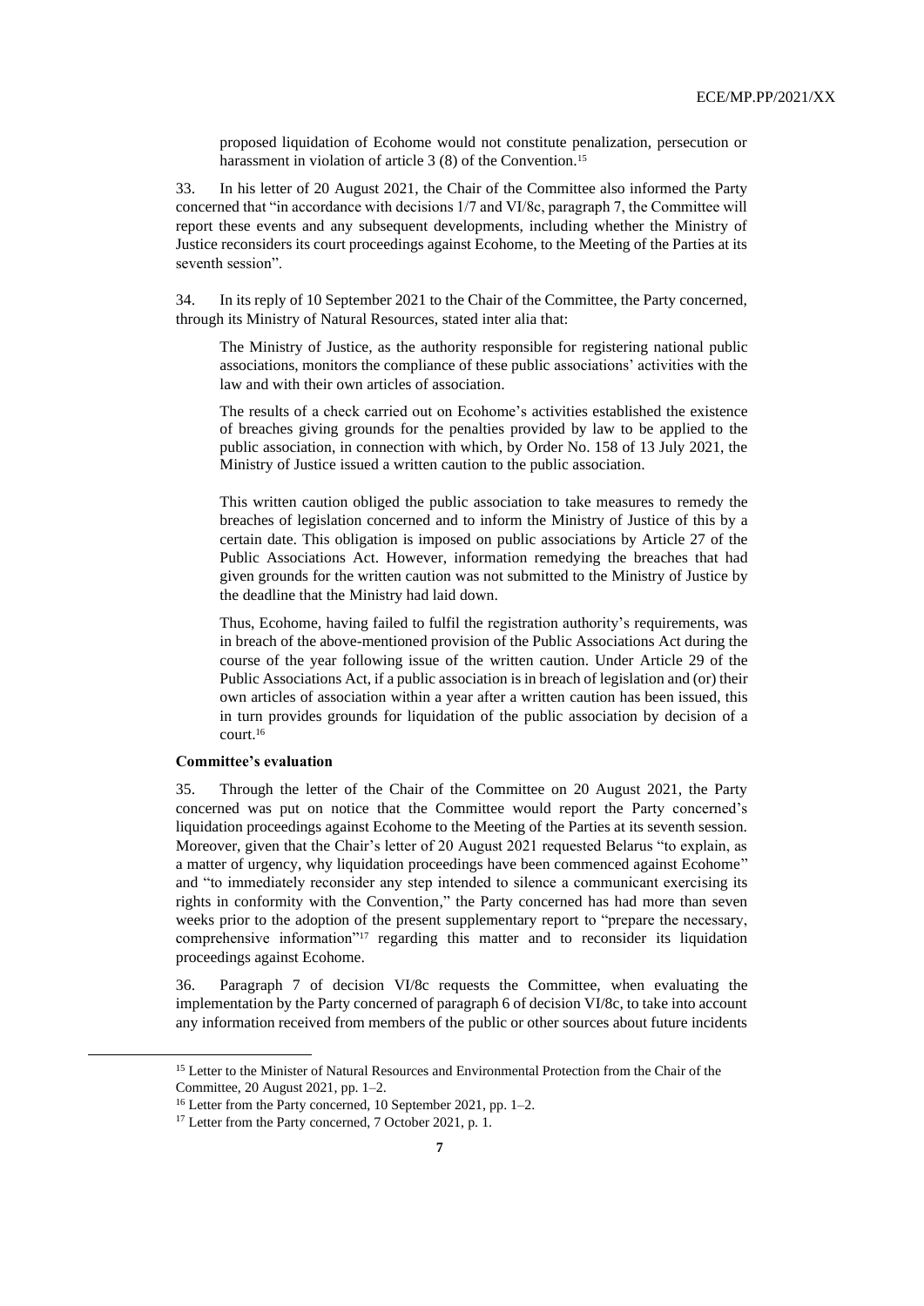proposed liquidation of Ecohome would not constitute penalization, persecution or harassment in violation of article 3 (8) of the Convention.[15]

33. In his letter of 20 August 2021, the Chair of the Committee also informed the Party concerned that "in accordance with decisions 1/7 and VI/8c, paragraph 7, the Committee will report these events and any subsequent developments, including whether the Ministry of Justice reconsiders its court proceedings against Ecohome, to the Meeting of the Parties at its seventh session".

34. In its reply of 10 September 2021 to the Chair of the Committee, the Party concerned, through its Ministry of Natural Resources, stated inter alia that:

> The Ministry of Justice, as the authority responsible for registering national public associations, monitors the compliance of these public associations' activities with the law and with their own articles of association.
>
> The results of a check carried out on Ecohome's activities established the existence of breaches giving grounds for the penalties provided by law to be applied to the public association, in connection with which, by Order No. 158 of 13 July 2021, the Ministry of Justice issued a written caution to the public association.
>
> This written caution obliged the public association to take measures to remedy the breaches of legislation concerned and to inform the Ministry of Justice of this by a certain date. This obligation is imposed on public associations by Article 27 of the Public Associations Act. However, information remedying the breaches that had given grounds for the written caution was not submitted to the Ministry of Justice by the deadline that the Ministry had laid down.
>
> Thus, Ecohome, having failed to fulfil the registration authority's requirements, was in breach of the above-mentioned provision of the Public Associations Act during the course of the year following issue of the written caution. Under Article 29 of the Public Associations Act, if a public association is in breach of legislation and (or) their own articles of association within a year after a written caution has been issued, this in turn provides grounds for liquidation of the public association by decision of a court.[16]

**Committee's evaluation**

35. Through the letter of the Chair of the Committee on 20 August 2021, the Party concerned was put on notice that the Committee would report the Party concerned's liquidation proceedings against Ecohome to the Meeting of the Parties at its seventh session. Moreover, given that the Chair's letter of 20 August 2021 requested Belarus "to explain, as a matter of urgency, why liquidation proceedings have been commenced against Ecohome" and "to immediately reconsider any step intended to silence a communicant exercising its rights in conformity with the Convention," the Party concerned has had more than seven weeks prior to the adoption of the present supplementary report to "prepare the necessary, comprehensive information"[17] regarding this matter and to reconsider its liquidation proceedings against Ecohome.

36. Paragraph 7 of decision VI/8c requests the Committee, when evaluating the implementation by the Party concerned of paragraph 6 of decision VI/8c, to take into account any information received from members of the public or other sources about future incidents

---

[15] Letter to the Minister of Natural Resources and Environmental Protection from the Chair of the Committee, 20 August 2021, pp. 1–2.

[16] Letter from the Party concerned, 10 September 2021, pp. 1–2.

[17] Letter from the Party concerned, 7 October 2021, p. 1.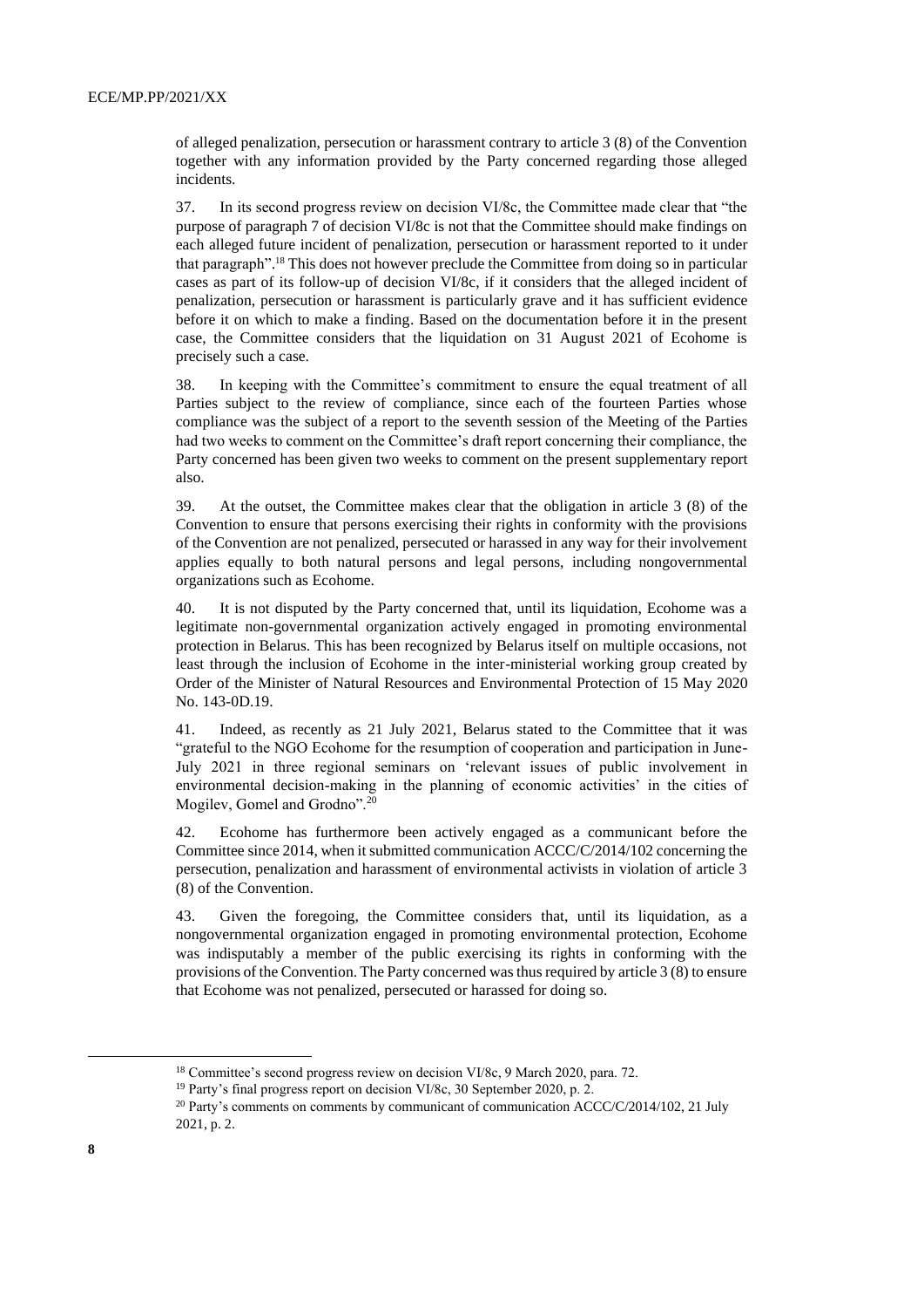of alleged penalization, persecution or harassment contrary to article 3 (8) of the Convention together with any information provided by the Party concerned regarding those alleged incidents.

37. In its second progress review on decision VI/8c, the Committee made clear that "the purpose of paragraph 7 of decision VI/8c is not that the Committee should make findings on each alleged future incident of penalization, persecution or harassment reported to it under that paragraph".[18] This does not however preclude the Committee from doing so in particular cases as part of its follow-up of decision VI/8c, if it considers that the alleged incident of penalization, persecution or harassment is particularly grave and it has sufficient evidence before it on which to make a finding. Based on the documentation before it in the present case, the Committee considers that the liquidation on 31 August 2021 of Ecohome is precisely such a case.

38. In keeping with the Committee's commitment to ensure the equal treatment of all Parties subject to the review of compliance, since each of the fourteen Parties whose compliance was the subject of a report to the seventh session of the Meeting of the Parties had two weeks to comment on the Committee's draft report concerning their compliance, the Party concerned has been given two weeks to comment on the present supplementary report also.

39. At the outset, the Committee makes clear that the obligation in article 3 (8) of the Convention to ensure that persons exercising their rights in conformity with the provisions of the Convention are not penalized, persecuted or harassed in any way for their involvement applies equally to both natural persons and legal persons, including nongovernmental organizations such as Ecohome.

40. It is not disputed by the Party concerned that, until its liquidation, Ecohome was a legitimate non-governmental organization actively engaged in promoting environmental protection in Belarus. This has been recognized by Belarus itself on multiple occasions, not least through the inclusion of Ecohome in the inter-ministerial working group created by Order of the Minister of Natural Resources and Environmental Protection of 15 May 2020 No. 143-0D.[19]

41. Indeed, as recently as 21 July 2021, Belarus stated to the Committee that it was "grateful to the NGO Ecohome for the resumption of cooperation and participation in June-July 2021 in three regional seminars on 'relevant issues of public involvement in environmental decision-making in the planning of economic activities' in the cities of Mogilev, Gomel and Grodno".[20]

42. Ecohome has furthermore been actively engaged as a communicant before the Committee since 2014, when it submitted communication ACCC/C/2014/102 concerning the persecution, penalization and harassment of environmental activists in violation of article 3 (8) of the Convention.

43. Given the foregoing, the Committee considers that, until its liquidation, as a nongovernmental organization engaged in promoting environmental protection, Ecohome was indisputably a member of the public exercising its rights in conforming with the provisions of the Convention. The Party concerned was thus required by article 3 (8) to ensure that Ecohome was not penalized, persecuted or harassed for doing so.

[18] Committee's second progress review on decision VI/8c, 9 March 2020, para. 72.

[19] Party's final progress report on decision VI/8c, 30 September 2020, p. 2.

[20] Party's comments on comments by communicant of communication ACCC/C/2014/102, 21 July 2021, p. 2.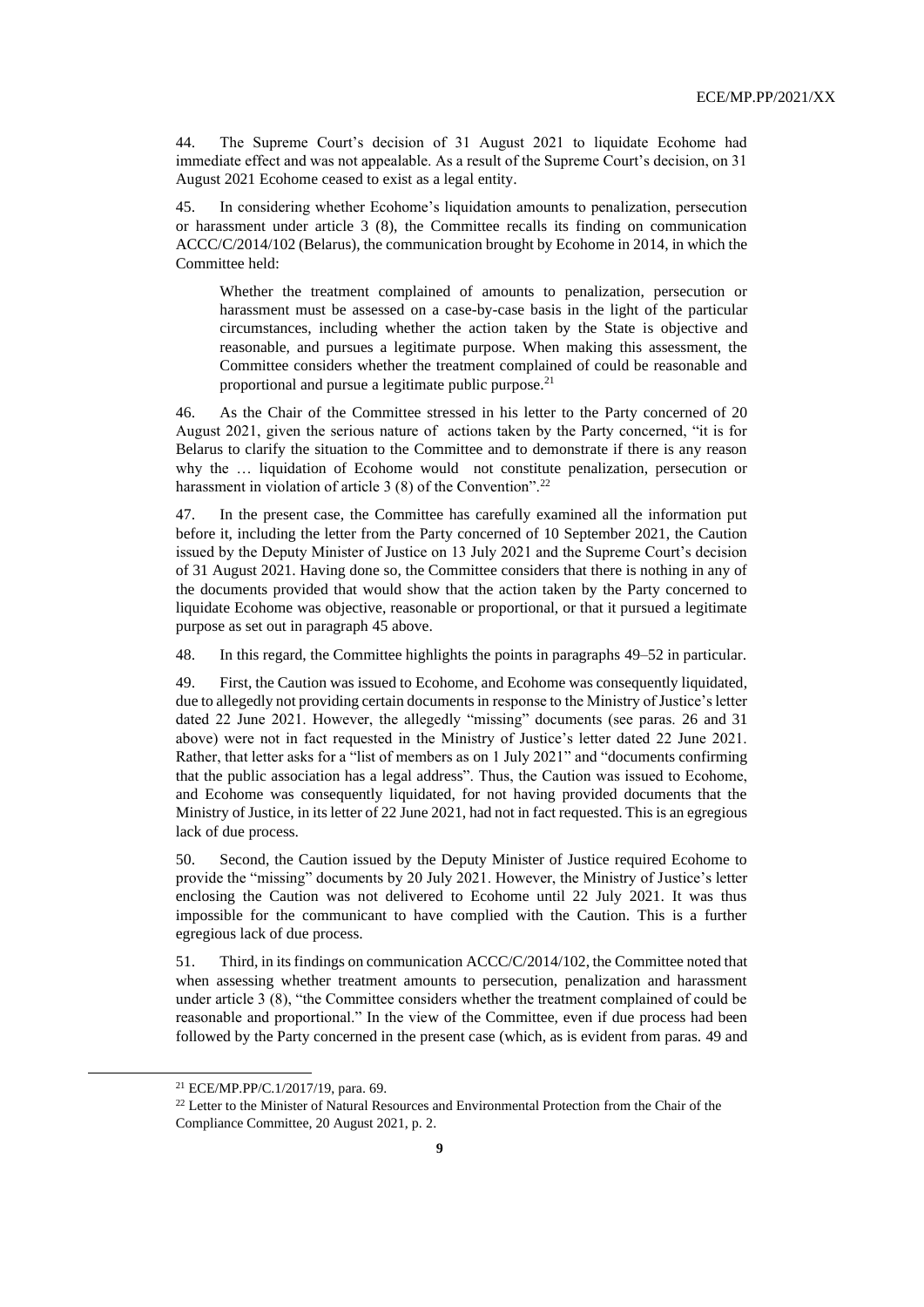44. The Supreme Court's decision of 31 August 2021 to liquidate Ecohome had immediate effect and was not appealable. As a result of the Supreme Court's decision, on 31 August 2021 Ecohome ceased to exist as a legal entity.

45. In considering whether Ecohome's liquidation amounts to penalization, persecution or harassment under article 3 (8), the Committee recalls its finding on communication ACCC/C/2014/102 (Belarus), the communication brought by Ecohome in 2014, in which the Committee held:

> Whether the treatment complained of amounts to penalization, persecution or harassment must be assessed on a case-by-case basis in the light of the particular circumstances, including whether the action taken by the State is objective and reasonable, and pursues a legitimate purpose. When making this assessment, the Committee considers whether the treatment complained of could be reasonable and proportional and pursue a legitimate public purpose.[21]

46. As the Chair of the Committee stressed in his letter to the Party concerned of 20 August 2021, given the serious nature of actions taken by the Party concerned, "it is for Belarus to clarify the situation to the Committee and to demonstrate if there is any reason why the … liquidation of Ecohome would not constitute penalization, persecution or harassment in violation of article 3 (8) of the Convention".[22]

47. In the present case, the Committee has carefully examined all the information put before it, including the letter from the Party concerned of 10 September 2021, the Caution issued by the Deputy Minister of Justice on 13 July 2021 and the Supreme Court's decision of 31 August 2021. Having done so, the Committee considers that there is nothing in any of the documents provided that would show that the action taken by the Party concerned to liquidate Ecohome was objective, reasonable or proportional, or that it pursued a legitimate purpose as set out in paragraph 45 above.

48. In this regard, the Committee highlights the points in paragraphs 49–52 in particular.

49. First, the Caution was issued to Ecohome, and Ecohome was consequently liquidated, due to allegedly not providing certain documents in response to the Ministry of Justice's letter dated 22 June 2021. However, the allegedly "missing" documents (see paras. 26 and 31 above) were not in fact requested in the Ministry of Justice's letter dated 22 June 2021. Rather, that letter asks for a "list of members as on 1 July 2021" and "documents confirming that the public association has a legal address". Thus, the Caution was issued to Ecohome, and Ecohome was consequently liquidated, for not having provided documents that the Ministry of Justice, in its letter of 22 June 2021, had not in fact requested. This is an egregious lack of due process.

50. Second, the Caution issued by the Deputy Minister of Justice required Ecohome to provide the "missing" documents by 20 July 2021. However, the Ministry of Justice's letter enclosing the Caution was not delivered to Ecohome until 22 July 2021. It was thus impossible for the communicant to have complied with the Caution. This is a further egregious lack of due process.

51. Third, in its findings on communication ACCC/C/2014/102, the Committee noted that when assessing whether treatment amounts to persecution, penalization and harassment under article 3 (8), "the Committee considers whether the treatment complained of could be reasonable and proportional." In the view of the Committee, even if due process had been followed by the Party concerned in the present case (which, as is evident from paras. 49 and

---

[21] ECE/MP.PP/C.1/2017/19, para. 69.

[22] Letter to the Minister of Natural Resources and Environmental Protection from the Chair of the Compliance Committee, 20 August 2021, p. 2.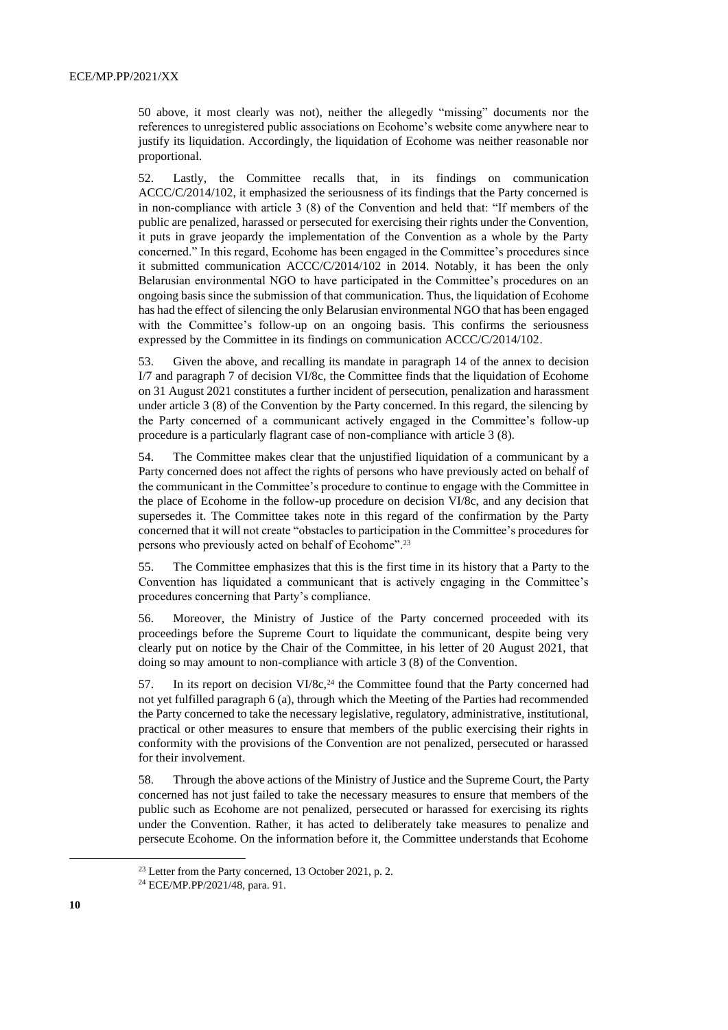50 above, it most clearly was not), neither the allegedly "missing" documents nor the references to unregistered public associations on Ecohome's website come anywhere near to justify its liquidation. Accordingly, the liquidation of Ecohome was neither reasonable nor proportional.

52. Lastly, the Committee recalls that, in its findings on communication ACCC/C/2014/102, it emphasized the seriousness of its findings that the Party concerned is in non-compliance with article 3 (8) of the Convention and held that: "If members of the public are penalized, harassed or persecuted for exercising their rights under the Convention, it puts in grave jeopardy the implementation of the Convention as a whole by the Party concerned." In this regard, Ecohome has been engaged in the Committee's procedures since it submitted communication ACCC/C/2014/102 in 2014. Notably, it has been the only Belarusian environmental NGO to have participated in the Committee's procedures on an ongoing basis since the submission of that communication. Thus, the liquidation of Ecohome has had the effect of silencing the only Belarusian environmental NGO that has been engaged with the Committee's follow-up on an ongoing basis. This confirms the seriousness expressed by the Committee in its findings on communication ACCC/C/2014/102.

53. Given the above, and recalling its mandate in paragraph 14 of the annex to decision I/7 and paragraph 7 of decision VI/8c, the Committee finds that the liquidation of Ecohome on 31 August 2021 constitutes a further incident of persecution, penalization and harassment under article 3 (8) of the Convention by the Party concerned. In this regard, the silencing by the Party concerned of a communicant actively engaged in the Committee's follow-up procedure is a particularly flagrant case of non-compliance with article 3 (8).

54. The Committee makes clear that the unjustified liquidation of a communicant by a Party concerned does not affect the rights of persons who have previously acted on behalf of the communicant in the Committee's procedure to continue to engage with the Committee in the place of Ecohome in the follow-up procedure on decision VI/8c, and any decision that supersedes it. The Committee takes note in this regard of the confirmation by the Party concerned that it will not create "obstacles to participation in the Committee's procedures for persons who previously acted on behalf of Ecohome".[23]

55. The Committee emphasizes that this is the first time in its history that a Party to the Convention has liquidated a communicant that is actively engaging in the Committee's procedures concerning that Party's compliance.

56. Moreover, the Ministry of Justice of the Party concerned proceeded with its proceedings before the Supreme Court to liquidate the communicant, despite being very clearly put on notice by the Chair of the Committee, in his letter of 20 August 2021, that doing so may amount to non-compliance with article 3 (8) of the Convention.

57. In its report on decision VI/8c,[24] the Committee found that the Party concerned had not yet fulfilled paragraph 6 (a), through which the Meeting of the Parties had recommended the Party concerned to take the necessary legislative, regulatory, administrative, institutional, practical or other measures to ensure that members of the public exercising their rights in conformity with the provisions of the Convention are not penalized, persecuted or harassed for their involvement.

58. Through the above actions of the Ministry of Justice and the Supreme Court, the Party concerned has not just failed to take the necessary measures to ensure that members of the public such as Ecohome are not penalized, persecuted or harassed for exercising its rights under the Convention. Rather, it has acted to deliberately take measures to penalize and persecute Ecohome. On the information before it, the Committee understands that Ecohome

---

[23] Letter from the Party concerned, 13 October 2021, p. 2.

[24] ECE/MP.PP/2021/48, para. 91.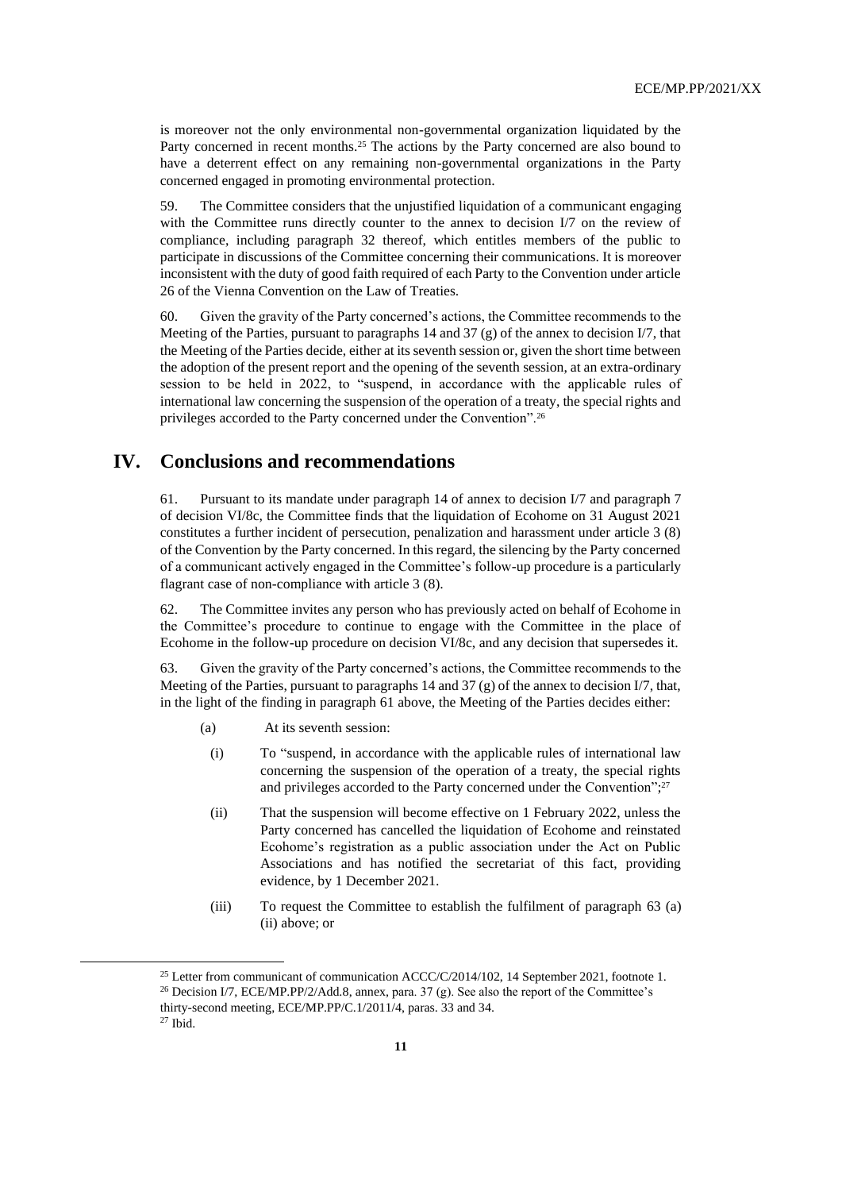is moreover not the only environmental non-governmental organization liquidated by the Party concerned in recent months.[25] The actions by the Party concerned are also bound to have a deterrent effect on any remaining non-governmental organizations in the Party concerned engaged in promoting environmental protection.

59. The Committee considers that the unjustified liquidation of a communicant engaging with the Committee runs directly counter to the annex to decision I/7 on the review of compliance, including paragraph 32 thereof, which entitles members of the public to participate in discussions of the Committee concerning their communications. It is moreover inconsistent with the duty of good faith required of each Party to the Convention under article 26 of the Vienna Convention on the Law of Treaties.

60. Given the gravity of the Party concerned's actions, the Committee recommends to the Meeting of the Parties, pursuant to paragraphs 14 and 37 (g) of the annex to decision I/7, that the Meeting of the Parties decide, either at its seventh session or, given the short time between the adoption of the present report and the opening of the seventh session, at an extra-ordinary session to be held in 2022, to "suspend, in accordance with the applicable rules of international law concerning the suspension of the operation of a treaty, the special rights and privileges accorded to the Party concerned under the Convention".[26]

# IV. Conclusions and recommendations

61. Pursuant to its mandate under paragraph 14 of annex to decision I/7 and paragraph 7 of decision VI/8c, the Committee finds that the liquidation of Ecohome on 31 August 2021 constitutes a further incident of persecution, penalization and harassment under article 3 (8) of the Convention by the Party concerned. In this regard, the silencing by the Party concerned of a communicant actively engaged in the Committee's follow-up procedure is a particularly flagrant case of non-compliance with article 3 (8).

62. The Committee invites any person who has previously acted on behalf of Ecohome in the Committee's procedure to continue to engage with the Committee in the place of Ecohome in the follow-up procedure on decision VI/8c, and any decision that supersedes it.

63. Given the gravity of the Party concerned's actions, the Committee recommends to the Meeting of the Parties, pursuant to paragraphs 14 and 37 (g) of the annex to decision I/7, that, in the light of the finding in paragraph 61 above, the Meeting of the Parties decides either:

(a) At its seventh session:

(i) To "suspend, in accordance with the applicable rules of international law concerning the suspension of the operation of a treaty, the special rights and privileges accorded to the Party concerned under the Convention";[27]

(ii) That the suspension will become effective on 1 February 2022, unless the Party concerned has cancelled the liquidation of Ecohome and reinstated Ecohome's registration as a public association under the Act on Public Associations and has notified the secretariat of this fact, providing evidence, by 1 December 2021.

(iii) To request the Committee to establish the fulfilment of paragraph 63 (a) (ii) above; or

---

[25] Letter from communicant of communication ACCC/C/2014/102, 14 September 2021, footnote 1.

[26] Decision I/7, ECE/MP.PP/2/Add.8, annex, para. 37 (g). See also the report of the Committee's thirty-second meeting, ECE/MP.PP/C.1/2011/4, paras. 33 and 34.

[27] Ibid.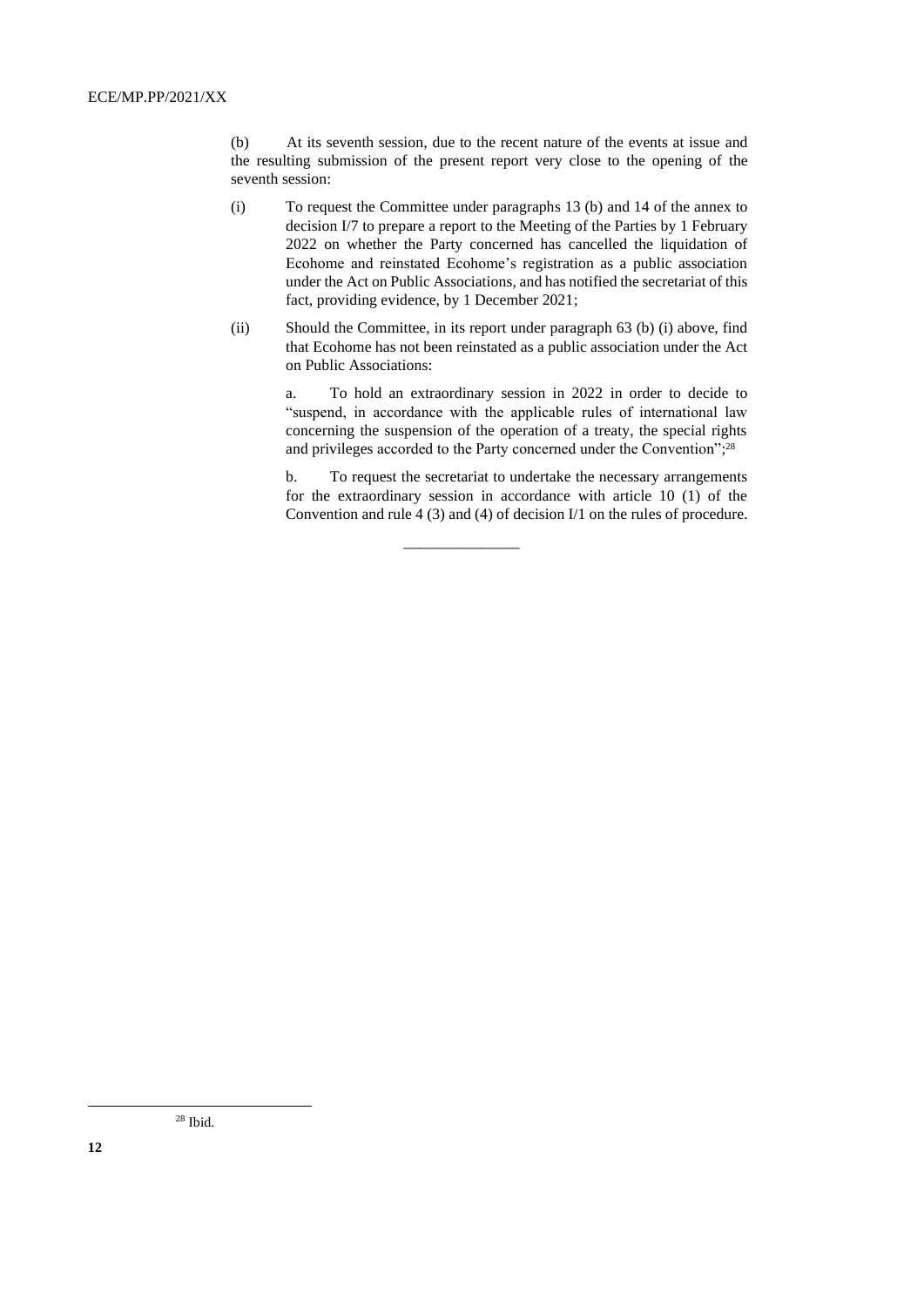(b) At its seventh session, due to the recent nature of the events at issue and the resulting submission of the present report very close to the opening of the seventh session:

(i) To request the Committee under paragraphs 13 (b) and 14 of the annex to decision I/7 to prepare a report to the Meeting of the Parties by 1 February 2022 on whether the Party concerned has cancelled the liquidation of Ecohome and reinstated Ecohome's registration as a public association under the Act on Public Associations, and has notified the secretariat of this fact, providing evidence, by 1 December 2021;

(ii) Should the Committee, in its report under paragraph 63 (b) (i) above, find that Ecohome has not been reinstated as a public association under the Act on Public Associations:

a. To hold an extraordinary session in 2022 in order to decide to "suspend, in accordance with the applicable rules of international law concerning the suspension of the operation of a treaty, the special rights and privileges accorded to the Party concerned under the Convention";[28]

b. To request the secretariat to undertake the necessary arrangements for the extraordinary session in accordance with article 10 (1) of the Convention and rule 4 (3) and (4) of decision I/1 on the rules of procedure.

---

[28] Ibid.